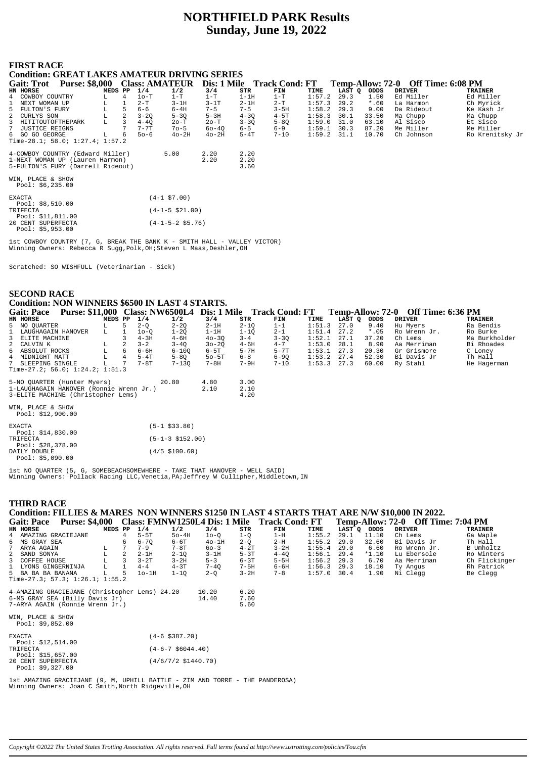# NORTHFIELD PARK Results
## Sunday, June 19, 2022

### FIRST RACE
**Condition: GREAT LAKES AMATEUR DRIVING SERIES**

**Gait: Trot Purse: $8,000 Class: AMATEUR Dis: 1 Mile Track Cond: FT Temp-Allow: 72-0 Off Time: 6:08 PM**

| HN | HORSE | MEDS | PP | 1/4 | 1/2 | 3/4 | STR | FIN | TIME | LAST Q | ODDS | DRIVER | TRAINER |
|---|---|---|---|---|---|---|---|---|---|---|---|---|---|
| 4 | COWBOY COUNTRY | L | 4 | 1o-T | 1-T | 1-T | 1-1H | 1-T | 1:57.2 | 29.3 | 1.50 | Ed Miller | Ed Miller |
| 1 | NEXT WOMAN UP | L | 1 | 2-T | 3-1H | 3-1T | 2-1H | 2-T | 1:57.3 | 29.2 | *.60 | La Harmon | Ch Myrick |
| 5 | FULTON'S FURY | L | 5 | 6-6 | 6-4H | 7-5 | 7-5 | 3-5H | 1:58.2 | 29.3 | 9.00 | Da Rideout | Ke Kash Jr |
| 2 | CURLYS SON | L | 2 | 3-2Q | 5-3Q | 5-3H | 4-3Q | 4-5T | 1:58.3 | 30.1 | 33.50 | Ma Chupp | Ma Chupp |
| 3 | HITITOUTOFTHEPARK | L | 3 | 4-4Q | 2o-T | 2o-T | 3-3Q | 5-8Q | 1:59.0 | 31.0 | 63.10 | Al Sisco | Et Sisco |
| 7 | JUSTICE REIGNS | | 7 | 7-7T | 7o-5 | 6o-4Q | 6-5 | 6-9 | 1:59.1 | 30.3 | 87.20 | Me Miller | Me Miller |
| 6 | GO GO GEORGE | L | 6 | 5o-6 | 4o-2H | 4o-2H | 5-4T | 7-10 | 1:59.2 | 31.1 | 10.70 | Ch Johnson | Ro Krenitsky Jr |

Time-28.1; 58.0; 1:27.4; 1:57.2

| | WIN | PLACE | SHOW |
|---|---|---|---|
| 4-COWBOY COUNTRY (Edward Miller) | 5.00 | 2.20 | 2.20 |
| 1-NEXT WOMAN UP (Lauren Harmon) | | 2.20 | 2.20 |
| 5-FULTON'S FURY (Darrell Rideout) | | | 3.60 |

WIN, PLACE & SHOW
Pool: $6,235.00

EXACTA (4-1 $7.00)
Pool: $8,510.00
TRIFECTA (4-1-5 $21.00)
Pool: $11,811.00
20 CENT SUPERFECTA (4-1-5-2 $5.76)
Pool: $5,953.00

1st COWBOY COUNTRY (7, G, BREAK THE BANK K - SMITH HALL - VALLEY VICTOR)
Winning Owners: Rebecca R Sugg,Polk,OH;Steven L Maas,Deshler,OH

Scratched: SO WISHFULL (Veterinarian - Sick)

### SECOND RACE
**Condition: NON WINNERS $6500 IN LAST 4 STARTS.**

**Gait: Pace Purse: $11,000 Class: NW6500L4 Dis: 1 Mile Track Cond: FT Temp-Allow: 72-0 Off Time: 6:36 PM**

| HN | HORSE | MEDS | PP | 1/4 | 1/2 | 3/4 | STR | FIN | TIME | LAST Q | ODDS | DRIVER | TRAINER |
|---|---|---|---|---|---|---|---|---|---|---|---|---|---|
| 5 | NO QUARTER | L | 5 | 2-Q | 2-2Q | 2-1H | 2-1Q | 1-1 | 1:51.3 | 27.0 | 9.40 | Hu Myers | Ra Bendis |
| 1 | LAUGHAGAIN HANOVER | L | 1 | 1o-Q | 1-2Q | 1-1H | 1-1Q | 2-1 | 1:51.4 | 27.2 | *.05 | Ro Wrenn Jr. | Ro Burke |
| 3 | ELITE MACHINE | | 3 | 4-3H | 4-6H | 4o-3Q | 3-4 | 3-3Q | 1:52.1 | 27.1 | 37.20 | Ch Lems | Ma Burkholder |
| 2 | CALVIN K | L | 2 | 3-2 | 3-4Q | 3o-2Q | 4-6H | 4-7 | 1:53.0 | 28.1 | 8.90 | Aa Merriman | Bi Rhoades |
| 6 | ABSOLUT ROCKS | L | 6 | 6-6H | 6-10Q | 6-5T | 5-7H | 5-7T | 1:53.1 | 27.3 | 20.30 | Gr Grismore | C Loney |
| 4 | MIDNIGHT MATT | L | 4 | 5-4T | 5-8Q | 5o-5T | 6-8 | 6-9Q | 1:53.2 | 27.4 | 52.30 | Bi Davis Jr | Th Hall |
| 7 | SLEEPING SINGLE | L | 7 | 7-8T | 7-13Q | 7-8H | 7-9H | 7-10 | 1:53.3 | 27.3 | 60.00 | Ry Stahl | He Hagerman |

Time-27.2; 56.0; 1:24.2; 1:51.3

| | WIN | PLACE | SHOW |
|---|---|---|---|
| 5-NO QUARTER (Hunter Myers) | 20.80 | 4.80 | 3.00 |
| 1-LAUGHAGAIN HANOVER (Ronnie Wrenn Jr.) | | 2.10 | 2.10 |
| 3-ELITE MACHINE (Christopher Lems) | | | 4.20 |

WIN, PLACE & SHOW
Pool: $12,900.00

EXACTA (5-1 $33.80)
Pool: $14,830.00
TRIFECTA (5-1-3 $152.00)
Pool: $28,378.00
DAILY DOUBLE (4/5 $100.60)
Pool: $5,090.00

1st NO QUARTER (5, G, SOMEBEACHSOMEWHERE - TAKE THAT HANOVER - WELL SAID)
Winning Owners: Pollack Racing LLC,Venetia,PA;Jeffrey W Cullipher,Middletown,IN

### THIRD RACE
**Condition: FILLIES & MARES NON WINNERS $1250 IN LAST 4 STARTS THAT ARE N/W $10,000 IN 2022.**

**Gait: Pace Purse: $4,000 Class: FMNW1250L4 Dis: 1 Mile Track Cond: FT Temp-Allow: 72-0 Off Time: 7:04 PM**

| HN | HORSE | MEDS | PP | 1/4 | 1/2 | 3/4 | STR | FIN | TIME | LAST Q | ODDS | DRIVER | TRAINER |
|---|---|---|---|---|---|---|---|---|---|---|---|---|---|
| 4 | AMAZING GRACIEJANE | | 4 | 5-5T | 5o-4H | 1o-Q | 1-Q | 1-H | 1:55.2 | 29.1 | 11.10 | Ch Lems | Ga Waple |
| 6 | MS GRAY SEA | | 6 | 6-7Q | 6-6T | 4o-1H | 2-Q | 2-H | 1:55.2 | 29.0 | 32.60 | Bi Davis Jr | Th Hall |
| 7 | ARYA AGAIN | L | 7 | 7-9 | 7-8T | 6o-3 | 4-2T | 3-2H | 1:55.4 | 29.0 | 6.60 | Ro Wrenn Jr. | B Umholtz |
| 2 | SAND SONYA | L | 2 | 2-1H | 2-1Q | 3-1H | 5-3T | 4-4Q | 1:56.1 | 29.4 | *1.10 | Lu Ebersole | Ro Winters |
| 3 | COFFEE HOUSE | L | 3 | 3-2T | 3-2H | 5-3 | 6-3T | 5-5H | 1:56.2 | 29.3 | 6.70 | Aa Merriman | Ch Flickinger |
| 1 | LYONS GINGERNINJA | L | 1 | 4-4 | 4-3T | 7-4Q | 7-5H | 6-6H | 1:56.3 | 29.3 | 18.10 | Ty Angus | Rh Patrick |
| 5 | BA BA BA BANANA | L | 5 | 1o-1H | 1-1Q | 2-Q | 3-2H | 7-8 | 1:57.0 | 30.4 | 1.90 | Ni Clegg | Be Clegg |

Time-27.3; 57.3; 1:26.1; 1:55.2

| | WIN | PLACE | SHOW |
|---|---|---|---|
| 4-AMAZING GRACIEJANE (Christopher Lems) | 24.20 | 10.20 | 6.20 |
| 6-MS GRAY SEA (Billy Davis Jr) | | 14.40 | 7.60 |
| 7-ARYA AGAIN (Ronnie Wrenn Jr.) | | | 5.60 |

WIN, PLACE & SHOW
Pool: $9,852.00

EXACTA (4-6 $387.20)
Pool: $12,514.00
TRIFECTA (4-6-7 $6044.40)
Pool: $15,657.00
20 CENT SUPERFECTA (4/6/7/2 $1440.70)
Pool: $9,327.00

1st AMAZING GRACIEJANE (9, M, UPHILL BATTLE - ZIM AND TORRE - THE PANDEROSA)
Winning Owners: Joan C Smith,North Ridgeville,OH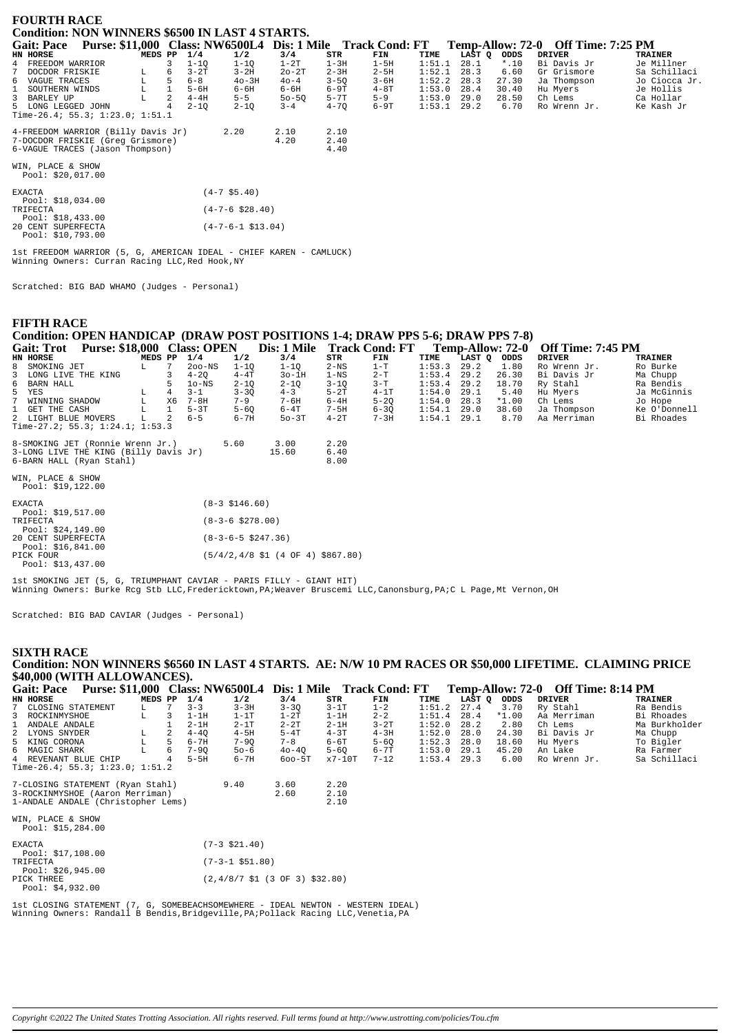## FOURTH RACE

### Condition: NON WINNERS $6500 IN LAST 4 STARTS.

**Gait: Pace Purse: $11,000 Class: NW6500L4 Dis: 1 Mile Track Cond: FT Temp-Allow: 72-0 Off Time: 7:25 PM**

| HN | HORSE | MEDS | PP | 1/4 | 1/2 | 3/4 | STR | FIN | TIME | LAST Q | ODDS | DRIVER | TRAINER |
|---|---|---|---|---|---|---|---|---|---|---|---|---|---|
| 4 | FREEDOM WARRIOR | | 3 | 1-1Q | 1-1Q | 1-2T | 1-3H | 1-5H | 1:51.1 | 28.1 | *.10 | Bi Davis Jr | Je Millner |
| 7 | DOCDOR FRISKIE | L | 6 | 3-2T | 3-2H | 2o-2T | 2-3H | 2-5H | 1:52.1 | 28.3 | 6.60 | Gr Grismore | Sa Schillaci |
| 6 | VAGUE TRACES | L | 5 | 6-8 | 4o-3H | 4o-4 | 3-5Q | 3-6H | 1:52.2 | 28.3 | 27.30 | Ja Thompson | Jo Ciocca Jr. |
| 1 | SOUTHERN WINDS | L | 1 | 5-6H | 6-6H | 6-6H | 6-9T | 4-8T | 1:53.0 | 28.4 | 30.40 | Hu Myers | Je Hollis |
| 3 | BARLEY UP | L | 2 | 4-4H | 5-5 | 5o-5Q | 5-7T | 5-9 | 1:53.0 | 29.0 | 28.50 | Ch Lems | Ca Hollar |
| 5 | LONG LEGGED JOHN | | 4 | 2-1Q | 2-1Q | 3-4 | 4-7Q | 6-9T | 1:53.1 | 29.2 | 6.70 | Ro Wrenn Jr. | Ke Kash Jr |

Time-24.4; 55.3; 1:23.0; 1:51.1

| | | | |
|---|---|---|---|
| 4-FREEDOM WARRIOR (Billy Davis Jr) | 2.20 | 2.10 | 2.10 |
| 7-DOCDOR FRISKIE (Greg Grismore) | | 4.20 | 2.40 |
| 6-VAGUE TRACES (Jason Thompson) | | | 4.40 |

WIN, PLACE & SHOW
Pool: $20,017.00

| | |
|---|---|
| EXACTA Pool: $18,034.00 | (4-7 $5.40) |
| TRIFECTA Pool: $18,433.00 | (4-7-6 $28.40) |
| 20 CENT SUPERFECTA Pool: $10,793.00 | (4-7-6-1 $13.04) |

1st FREEDOM WARRIOR (5, G, AMERICAN IDEAL - CHIEF KAREN - CAMLUCK)
Winning Owners: Curran Racing LLC,Red Hook,NY

Scratched: BIG BAD WHAMO (Judges - Personal)

## FIFTH RACE

### Condition: OPEN HANDICAP (DRAW POST POSITIONS 1-4; DRAW PPS 5-6; DRAW PPS 7-8)

**Gait: Trot Purse: $18,000 Class: OPEN Dis: 1 Mile Track Cond: FT Temp-Allow: 72-0 Off Time: 7:45 PM**

| HN | HORSE | MEDS | PP | 1/4 | 1/2 | 3/4 | STR | FIN | TIME | LAST Q | ODDS | DRIVER | TRAINER |
|---|---|---|---|---|---|---|---|---|---|---|---|---|---|
| 8 | SMOKING JET | L | 7 | 2oo-NS | 1-1Q | 1-1Q | 2-NS | 1-T | 1:53.3 | 29.2 | 1.80 | Ro Wrenn Jr. | Ro Burke |
| 3 | LONG LIVE THE KING | | 3 | 4-2Q | 4-4T | 3o-1H | 1-NS | 2-T | 1:53.4 | 29.2 | 26.30 | Bi Davis Jr | Ma Chupp |
| 6 | BARN HALL | | 5 | 1o-NS | 2-1Q | 2-1Q | 3-1Q | 3-T | 1:53.4 | 29.2 | 18.70 | Ry Stahl | Ra Bendis |
| 5 | YES | L | 4 | 3-1 | 3-3Q | 4-3 | 5-2T | 4-1T | 1:54.0 | 29.1 | 5.40 | Hu Myers | Ja McGinnis |
| 7 | WINNING SHADOW | L | X6 | 7-8H | 7-9 | 7-6H | 6-4H | 5-2Q | 1:54.0 | 28.3 | *1.00 | Ch Lems | Jo Hope |
| 1 | GET THE CASH | L | 1 | 5-3T | 5-6Q | 6-4T | 7-5H | 6-3Q | 1:54.1 | 29.0 | 38.60 | Ja Thompson | Ke O'Donnell |
| 2 | LIGHT BLUE MOVERS | L | 2 | 6-5 | 6-7H | 5o-3T | 4-2T | 7-3H | 1:54.1 | 29.1 | 8.70 | Aa Merriman | Bi Rhoades |

Time-27.2; 55.3; 1:24.1; 1:53.3

| | | | |
|---|---|---|---|
| 8-SMOKING JET (Ronnie Wrenn Jr.) | 5.60 | 3.00 | 2.20 |
| 3-LONG LIVE THE KING (Billy Davis Jr) | | 15.60 | 6.40 |
| 6-BARN HALL (Ryan Stahl) | | | 8.00 |

WIN, PLACE & SHOW
Pool: $19,122.00

| | |
|---|---|
| EXACTA Pool: $19,517.00 | (8-3 $146.60) |
| TRIFECTA Pool: $24,149.00 | (8-3-6 $278.00) |
| 20 CENT SUPERFECTA Pool: $16,841.00 | (8-3-6-5 $247.36) |
| PICK FOUR Pool: $13,437.00 | (5/4/2,4/8 $1 (4 OF 4) $867.80) |

1st SMOKING JET (5, G, TRIUMPHANT CAVIAR - PARIS FILLY - GIANT HIT)
Winning Owners: Burke Rcg Stb LLC,Fredericktown,PA;Weaver Bruscemi LLC,Canonsburg,PA;C L Page,Mt Vernon,OH

Scratched: BIG BAD CAVIAR (Judges - Personal)

## SIXTH RACE

### Condition: NON WINNERS $6560 IN LAST 4 STARTS. AE: N/W 10 PM RACES OR $50,000 LIFETIME. CLAIMING PRICE $40,000 (WITH ALLOWANCES).

**Gait: Pace Purse: $11,000 Class: NW6500L4 Dis: 1 Mile Track Cond: FT Temp-Allow: 72-0 Off Time: 8:14 PM**

| HN | HORSE | MEDS | PP | 1/4 | 1/2 | 3/4 | STR | FIN | TIME | LAST Q | ODDS | DRIVER | TRAINER |
|---|---|---|---|---|---|---|---|---|---|---|---|---|---|
| 7 | CLOSING STATEMENT | L | 7 | 3-3 | 3-3H | 3-3Q | 3-1T | 1-2 | 1:51.2 | 27.4 | 3.70 | Ry Stahl | Ra Bendis |
| 3 | ROCKINMYSHOE | L | 3 | 1-1H | 1-1T | 1-2T | 1-1H | 2-2 | 1:51.4 | 28.4 | *1.00 | Aa Merriman | Bi Rhoades |
| 1 | ANDALE ANDALE | | 1 | 2-1H | 2-1T | 2-2T | 2-1H | 3-2T | 1:52.0 | 28.2 | 2.80 | Ch Lems | Ma Burkholder |
| 2 | LYONS SNYDER | L | 2 | 4-4Q | 4-5H | 5-4T | 4-3T | 4-3H | 1:52.0 | 28.0 | 24.30 | Bi Davis Jr | Ma Chupp |
| 5 | KING CORONA | L | 5 | 6-7H | 7-9Q | 7-8 | 6-6T | 5-6Q | 1:52.3 | 28.0 | 18.60 | Hu Myers | To Bigler |
| 6 | MAGIC SHARK | L | 6 | 7-9Q | 5o-6 | 4o-4Q | 5-6Q | 6-7T | 1:53.0 | 29.1 | 45.20 | An Lake | Ra Farmer |
| 4 | REVENANT BLUE CHIP | | 4 | 5-5H | 6-7H | 6oo-5T | x7-10T | 7-12 | 1:53.4 | 29.3 | 6.00 | Ro Wrenn Jr. | Sa Schillaci |

Time-26.4; 55.3; 1:23.0; 1:51.2

| | | | |
|---|---|---|---|
| 7-CLOSING STATEMENT (Ryan Stahl) | 9.40 | 3.60 | 2.20 |
| 3-ROCKINMYSHOE (Aaron Merriman) | | 2.60 | 2.10 |
| 1-ANDALE ANDALE (Christopher Lems) | | | 2.10 |

WIN, PLACE & SHOW
Pool: $15,284.00

| | |
|---|---|
| EXACTA Pool: $17,108.00 | (7-3 $21.40) |
| TRIFECTA Pool: $26,945.00 | (7-3-1 $51.80) |
| PICK THREE Pool: $4,932.00 | (2,4/8/7 $1 (3 OF 3) $32.80) |

1st CLOSING STATEMENT (7, G, SOMEBEACHSOMEWHERE - IDEAL NEWTON - WESTERN IDEAL)
Winning Owners: Randall B Bendis,Bridgeville,PA;Pollack Racing LLC,Venetia,PA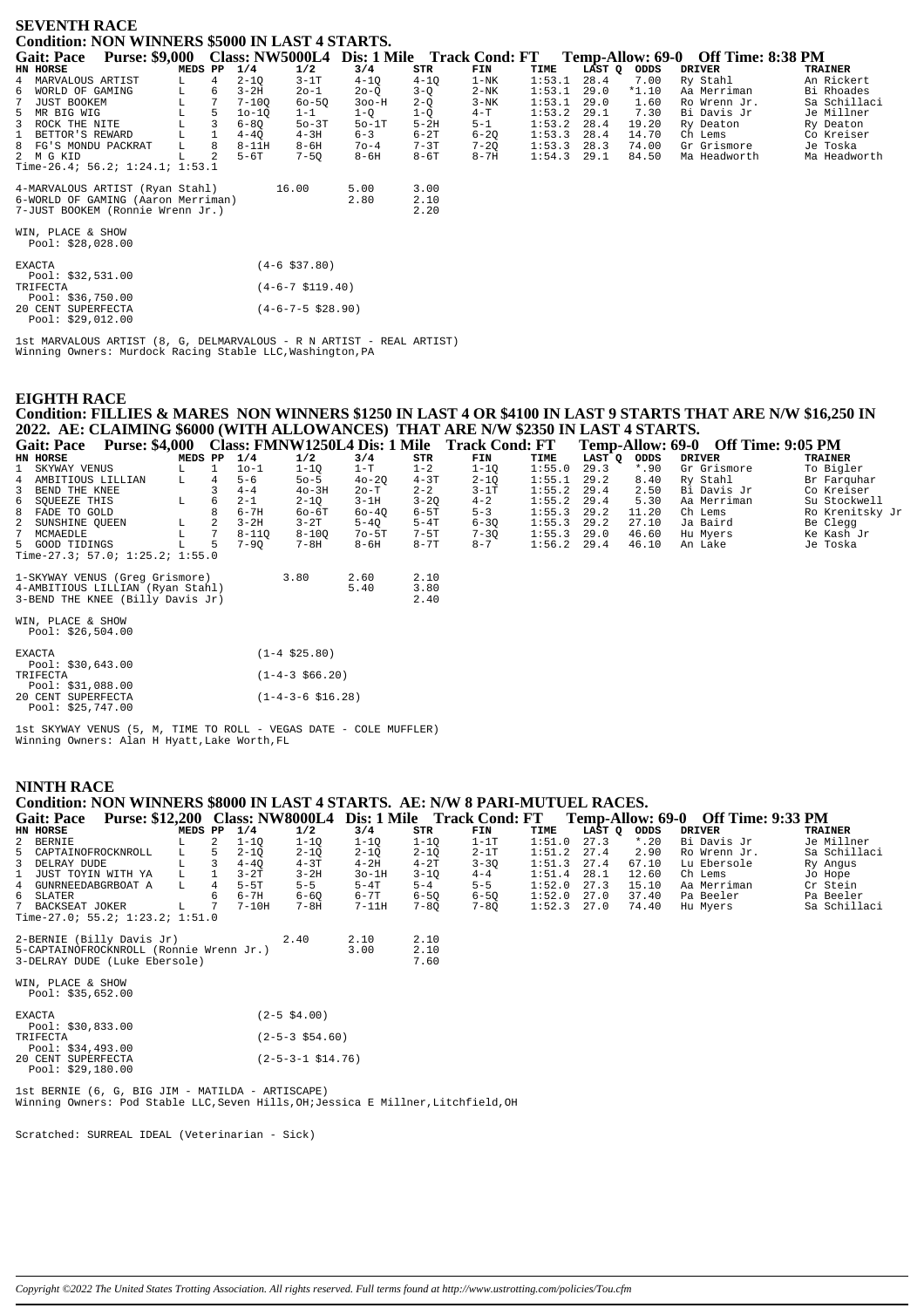## SEVENTH RACE

### Condition: NON WINNERS $5000 IN LAST 4 STARTS.

**Gait: Pace Purse: $9,000 Class: NW5000L4 Dis: 1 Mile Track Cond: FT Temp-Allow: 69-0 Off Time: 8:38 PM**

| HN | HORSE | MEDS | PP | 1/4 | 1/2 | 3/4 | STR | FIN | TIME | LAST Q | ODDS | DRIVER | TRAINER |
|---|---|---|---|---|---|---|---|---|---|---|---|---|---|
| 4 | MARVALOUS ARTIST | L | 4 | 2-1Q | 3-1T | 4-1Q | 4-1Q | 1-NK | 1:53.1 | 28.4 | 7.00 | Ry Stahl | An Rickert |
| 6 | WORLD OF GAMING | L | 6 | 3-2H | 2o-1 | 2o-Q | 3-Q | 2-NK | 1:53.1 | 29.0 | *1.10 | Aa Merriman | Bi Rhoades |
| 7 | JUST BOOKEM | L | 7 | 7-10Q | 6o-5Q | 3oo-H | 2-Q | 3-NK | 1:53.1 | 29.0 | 1.60 | Ro Wrenn Jr. | Sa Schillaci |
| 5 | MR BIG WIG | L | 5 | 1o-1Q | 1-1 | 1-Q | 1-Q | 4-T | 1:53.2 | 29.1 | 7.30 | Bi Davis Jr | Je Millner |
| 3 | ROCK THE NITE | L | 3 | 6-8Q | 5o-3T | 5o-1T | 5-2H | 5-1 | 1:53.2 | 28.4 | 19.20 | Ry Deaton | Ry Deaton |
| 1 | BETTOR'S REWARD | L | 1 | 4-4Q | 4-3H | 6-3 | 6-2T | 6-2Q | 1:53.3 | 28.4 | 14.70 | Ch Lems | Co Kreiser |
| 8 | FG'S MONDU PACKRAT | L | 8 | 8-11H | 8-6H | 7o-4 | 7-3T | 7-2Q | 1:53.3 | 28.3 | 74.00 | Gr Grismore | Je Toska |
| 2 | M G KID | L | 2 | 5-6T | 7-5Q | 8-6H | 8-6T | 8-7H | 1:54.3 | 29.1 | 84.50 | Ma Headworth | Ma Headworth |

Time-26.4; 56.2; 1:24.1; 1:53.1

| | | | |
|---|---|---|---|
| 4-MARVALOUS ARTIST (Ryan Stahl) | 16.00 | 5.00 | 3.00 |
| 6-WORLD OF GAMING (Aaron Merriman) | | 2.80 | 2.10 |
| 7-JUST BOOKEM (Ronnie Wrenn Jr.) | | | 2.20 |

WIN, PLACE & SHOW
Pool: $28,028.00

EXACTA (4-6 $37.80)
Pool: $32,531.00
TRIFECTA (4-6-7 $119.40)
Pool: $36,750.00
20 CENT SUPERFECTA (4-6-7-5 $28.90)
Pool: $29,012.00

1st MARVALOUS ARTIST (8, G, DELMARVALOUS - R N ARTIST - REAL ARTIST)
Winning Owners: Murdock Racing Stable LLC,Washington,PA

## EIGHTH RACE

### Condition: FILLIES & MARES NON WINNERS $1250 IN LAST 4 OR $4100 IN LAST 9 STARTS THAT ARE N/W $16,250 IN 2022. AE: CLAIMING $6000 (WITH ALLOWANCES) THAT ARE N/W $2350 IN LAST 4 STARTS.

**Gait: Pace Purse: $4,000 Class: FMNW1250L4 Dis: 1 Mile Track Cond: FT Temp-Allow: 69-0 Off Time: 9:05 PM**

| HN | HORSE | MEDS | PP | 1/4 | 1/2 | 3/4 | STR | FIN | TIME | LAST Q | ODDS | DRIVER | TRAINER |
|---|---|---|---|---|---|---|---|---|---|---|---|---|---|
| 1 | SKYWAY VENUS | L | 1 | 1o-1 | 1-1Q | 1-T | 1-2 | 1-1Q | 1:55.0 | 29.3 | *.90 | Gr Grismore | To Bigler |
| 4 | AMBITIOUS LILLIAN | L | 4 | 5-6 | 5o-5 | 4o-2Q | 4-3T | 2-1Q | 1:55.1 | 29.2 | 8.40 | Ry Stahl | Br Farquhar |
| 3 | BEND THE KNEE | | 3 | 4-4 | 4o-3H | 2o-T | 2-2 | 3-1T | 1:55.2 | 29.4 | 2.50 | Bi Davis Jr | Co Kreiser |
| 6 | SQUEEZE THIS | L | 6 | 2-1 | 2-1Q | 3-1H | 3-2Q | 4-2 | 1:55.2 | 29.4 | 5.30 | Aa Merriman | Su Stockwell |
| 8 | FADE TO GOLD | | 8 | 6-7H | 6o-6T | 6o-4Q | 6-5T | 5-3 | 1:55.3 | 29.2 | 11.20 | Ch Lems | Ro Krenitsky Jr |
| 2 | SUNSHINE QUEEN | L | 2 | 3-2H | 3-2T | 5-4Q | 5-4T | 6-3Q | 1:55.3 | 29.2 | 27.10 | Ja Baird | Be Clegg |
| 7 | MCMAEDLE | L | 7 | 8-11Q | 8-10Q | 7o-5T | 7-5T | 7-3Q | 1:55.3 | 29.0 | 46.60 | Hu Myers | Ke Kash Jr |
| 5 | GOOD TIDINGS | L | 5 | 7-9Q | 7-8H | 8-6H | 8-7T | 8-7 | 1:56.2 | 29.4 | 46.10 | An Lake | Je Toska |

Time-27.3; 57.0; 1:25.2; 1:55.0

| | | | |
|---|---|---|---|
| 1-SKYWAY VENUS (Greg Grismore) | 3.80 | 2.60 | 2.10 |
| 4-AMBITIOUS LILLIAN (Ryan Stahl) | | 5.40 | 3.80 |
| 3-BEND THE KNEE (Billy Davis Jr) | | | 2.40 |

WIN, PLACE & SHOW
Pool: $26,504.00

EXACTA (1-4 $25.80)
Pool: $30,643.00
TRIFECTA (1-4-3 $66.20)
Pool: $31,088.00
20 CENT SUPERFECTA (1-4-3-6 $16.28)
Pool: $25,747.00

1st SKYWAY VENUS (5, M, TIME TO ROLL - VEGAS DATE - COLE MUFFLER)
Winning Owners: Alan H Hyatt,Lake Worth,FL

## NINTH RACE

### Condition: NON WINNERS $8000 IN LAST 4 STARTS. AE: N/W 8 PARI-MUTUEL RACES.

**Gait: Pace Purse: $12,200 Class: NW8000L4 Dis: 1 Mile Track Cond: FT Temp-Allow: 69-0 Off Time: 9:33 PM**

| HN | HORSE | MEDS | PP | 1/4 | 1/2 | 3/4 | STR | FIN | TIME | LAST Q | ODDS | DRIVER | TRAINER |
|---|---|---|---|---|---|---|---|---|---|---|---|---|---|
| 2 | BERNIE | L | 2 | 1-1Q | 1-1Q | 1-1Q | 1-1Q | 1-1T | 1:51.0 | 27.3 | *.20 | Bi Davis Jr | Je Millner |
| 5 | CAPTAINOFROCKNROLL | L | 5 | 2-1Q | 2-1Q | 2-1Q | 2-1Q | 2-1T | 1:51.2 | 27.4 | 2.90 | Ro Wrenn Jr. | Sa Schillaci |
| 3 | DELRAY DUDE | L | 3 | 4-4Q | 4-3T | 4-2H | 4-2T | 3-3Q | 1:51.3 | 27.4 | 67.10 | Lu Ebersole | Ry Angus |
| 1 | JUST TOYIN WITH YA | L | 1 | 3-2T | 3-2H | 3o-1H | 3-1Q | 4-4 | 1:51.4 | 28.1 | 12.60 | Ch Lems | Jo Hope |
| 4 | GUNRNEEDABGRBOAT A | L | 4 | 5-5T | 5-5 | 5-4T | 5-4 | 5-5 | 1:52.0 | 27.3 | 15.10 | Aa Merriman | Cr Stein |
| 6 | SLATER | | 6 | 6-7H | 6-6Q | 6-7T | 6-5Q | 6-5Q | 1:52.0 | 27.0 | 37.40 | Pa Beeler | Pa Beeler |
| 7 | BACKSEAT JOKER | L | 7 | 7-10H | 7-8H | 7-11H | 7-8Q | 7-8Q | 1:52.3 | 27.0 | 74.40 | Hu Myers | Sa Schillaci |

Time-27.0; 55.2; 1:23.2; 1:51.0

| | | | |
|---|---|---|---|
| 2-BERNIE (Billy Davis Jr) | 2.40 | 2.10 | 2.10 |
| 5-CAPTAINOFROCKNROLL (Ronnie Wrenn Jr.) | | 3.00 | 2.10 |
| 3-DELRAY DUDE (Luke Ebersole) | | | 7.60 |

WIN, PLACE & SHOW
Pool: $35,652.00

EXACTA (2-5 $4.00)
Pool: $30,833.00
TRIFECTA (2-5-3 $54.60)
Pool: $34,493.00
20 CENT SUPERFECTA (2-5-3-1 $14.76)
Pool: $29,180.00

1st BERNIE (6, G, BIG JIM - MATILDA - ARTISCAPE)
Winning Owners: Pod Stable LLC,Seven Hills,OH;Jessica E Millner,Litchfield,OH

Scratched: SURREAL IDEAL (Veterinarian - Sick)

*Copyright ©2022 The United States Trotting Association. All rights reserved. Full terms found at http://www.ustrotting.com/policies/Tou.cfm*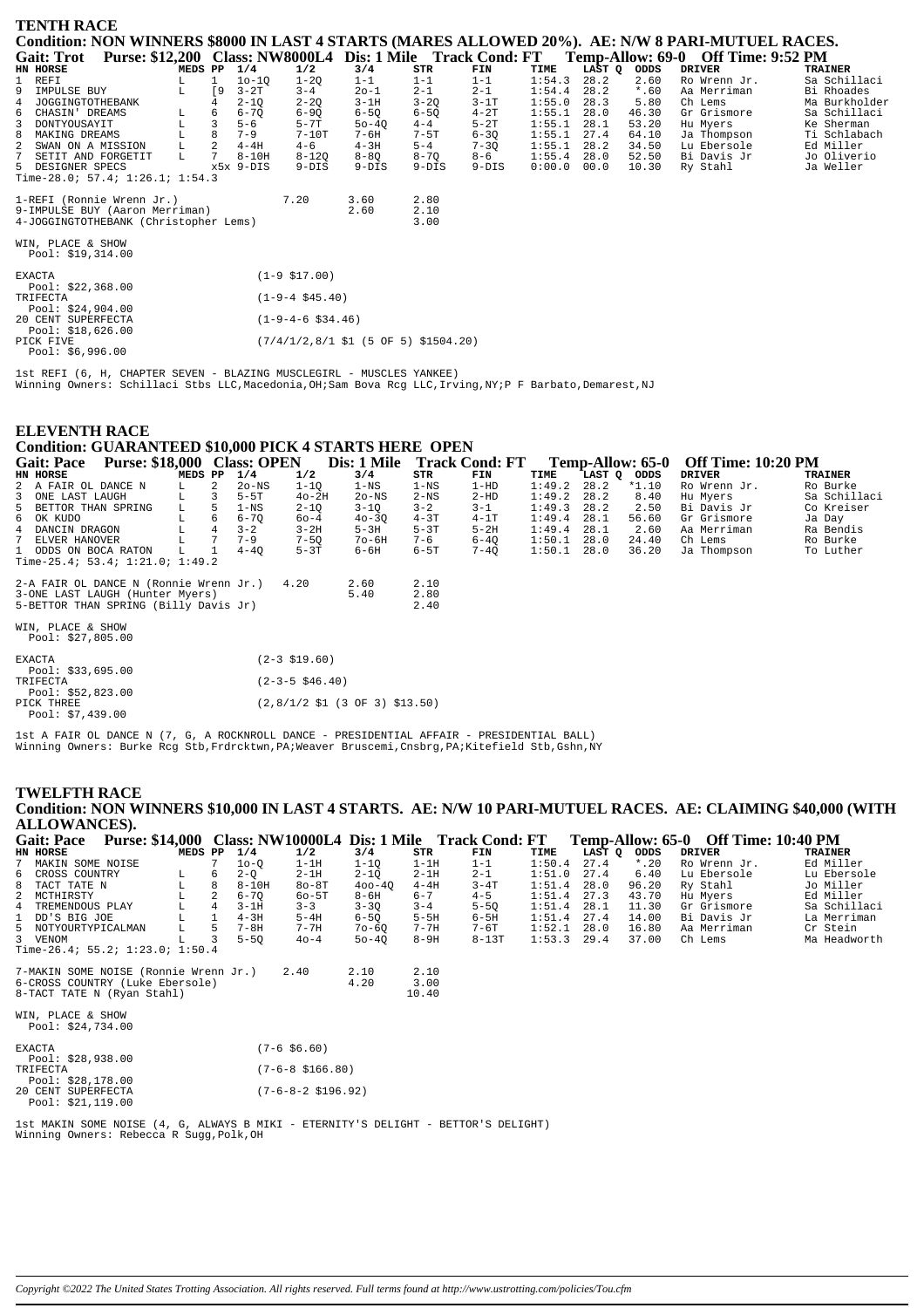## TENTH RACE

### Condition: NON WINNERS $8000 IN LAST 4 STARTS (MARES ALLOWED 20%). AE: N/W 8 PARI-MUTUEL RACES.

**Gait: Trot Purse: $12,200 Class: NW8000L4 Dis: 1 Mile Track Cond: FT Temp-Allow: 69-0 Off Time: 9:52 PM**

| HN | HORSE | MEDS | PP | 1/4 | 1/2 | 3/4 | STR | FIN | TIME | LAST Q | ODDS | DRIVER | TRAINER |
|---|---|---|---|---|---|---|---|---|---|---|---|---|---|
| 1 | REFI | L | 1 | 1o-1Q | 1-2Q | 1-1 | 1-1 | 1-1 | 1:54.3 | 28.2 | 2.60 | Ro Wrenn Jr. | Sa Schillaci |
| 9 | IMPULSE BUY | L | [9 | 3-2T | 3-4 | 2o-1 | 2-1 | 2-1 | 1:54.4 | 28.2 | *.60 | Aa Merriman | Bi Rhoades |
| 4 | JOGGINGTOTHEBANK | | 4 | 2-1Q | 2-2Q | 3-1H | 3-2Q | 3-1T | 1:55.0 | 28.3 | 5.80 | Ch Lems | Ma Burkholder |
| 6 | CHASIN' DREAMS | L | 6 | 6-7Q | 6-9Q | 6-5Q | 6-5Q | 4-2T | 1:55.1 | 28.0 | 46.30 | Gr Grismore | Sa Schillaci |
| 3 | DONTYOUSAYIT | L | 3 | 5-6 | 5-7T | 5o-4Q | 4-4 | 5-2T | 1:55.1 | 28.1 | 53.20 | Hu Myers | Ke Sherman |
| 8 | MAKING DREAMS | L | 8 | 7-9 | 7-10T | 7-6H | 7-5T | 6-3Q | 1:55.1 | 27.4 | 64.10 | Ja Thompson | Ti Schlabach |
| 2 | SWAN ON A MISSION | L | 2 | 4-4H | 4-6 | 4-3H | 5-4 | 7-3Q | 1:55.1 | 28.2 | 34.50 | Lu Ebersole | Ed Miller |
| 7 | SETIT AND FORGETIT | L | 7 | 8-10H | 8-12Q | 8-8Q | 8-7Q | 8-6 | 1:55.4 | 28.0 | 52.50 | Bi Davis Jr | Jo Oliverio |
| 5 | DESIGNER SPECS | | x5x | 9-DIS | 9-DIS | 9-DIS | 9-DIS | 9-DIS | 0:00.0 | 00.0 | 10.30 | Ry Stahl | Ja Weller |

Time-28.0; 57.4; 1:26.1; 1:54.3

| | | | |
|---|---|---|---|
| 1-REFI (Ronnie Wrenn Jr.) | 7.20 | 3.60 | 2.80 |
| 9-IMPULSE BUY (Aaron Merriman) | | 2.60 | 2.10 |
| 4-JOGGINGTOTHEBANK (Christopher Lems) | | | 3.00 |

WIN, PLACE & SHOW
Pool: $19,314.00

EXACTA (1-9 $17.00)
Pool: $22,368.00
TRIFECTA (1-9-4 $45.40)
Pool: $24,904.00
20 CENT SUPERFECTA (1-9-4-6 $34.46)
Pool: $18,626.00
PICK FIVE (7/4/1/2,8/1 $1 (5 OF 5) $1504.20)
Pool: $6,996.00

1st REFI (6, H, CHAPTER SEVEN - BLAZING MUSCLEGIRL - MUSCLES YANKEE)
Winning Owners: Schillaci Stbs LLC,Macedonia,OH;Sam Bova Rcg LLC,Irving,NY;P F Barbato,Demarest,NJ

## ELEVENTH RACE

### Condition: GUARANTEED $10,000 PICK 4 STARTS HERE OPEN

**Gait: Pace Purse: $18,000 Class: OPEN Dis: 1 Mile Track Cond: FT Temp-Allow: 65-0 Off Time: 10:20 PM**

| HN | HORSE | MEDS | PP | 1/4 | 1/2 | 3/4 | STR | FIN | TIME | LAST Q | ODDS | DRIVER | TRAINER |
|---|---|---|---|---|---|---|---|---|---|---|---|---|---|
| 2 | A FAIR OL DANCE N | L | 2 | 2o-NS | 1-1Q | 1-NS | 1-NS | 1-HD | 1:49.2 | 28.2 | *1.10 | Ro Wrenn Jr. | Ro Burke |
| 3 | ONE LAST LAUGH | L | 3 | 5-5T | 4o-2H | 2o-NS | 2-NS | 2-HD | 1:49.2 | 28.2 | 8.40 | Hu Myers | Sa Schillaci |
| 5 | BETTOR THAN SPRING | L | 5 | 1-NS | 2-1Q | 3-1Q | 3-2 | 3-1 | 1:49.3 | 28.2 | 2.50 | Bi Davis Jr | Co Kreiser |
| 6 | OK KUDO | L | 6 | 6-7Q | 6o-4 | 4o-3Q | 4-3T | 4-1T | 1:49.4 | 28.1 | 56.60 | Gr Grismore | Ja Day |
| 4 | DANCIN DRAGON | L | 4 | 3-2 | 3-2H | 5-3H | 5-3T | 5-2H | 1:49.4 | 28.1 | 2.60 | Aa Merriman | Ra Bendis |
| 7 | ELVER HANOVER | L | 7 | 7-9 | 7-5Q | 7o-6H | 7-6 | 6-4Q | 1:50.1 | 28.0 | 24.40 | Ch Lems | Ro Burke |
| 1 | ODDS ON BOCA RATON | L | 1 | 4-4Q | 5-3T | 6-6H | 6-5T | 7-4Q | 1:50.1 | 28.0 | 36.20 | Ja Thompson | To Luther |

Time-25.4; 53.1; 1:21.0; 1:49.2

| | | | |
|---|---|---|---|
| 2-A FAIR OL DANCE N (Ronnie Wrenn Jr.) | 4.20 | 2.60 | 2.10 |
| 3-ONE LAST LAUGH (Hunter Myers) | | 5.40 | 2.80 |
| 5-BETTOR THAN SPRING (Billy Davis Jr) | | | 2.40 |

WIN, PLACE & SHOW
Pool: $27,805.00

EXACTA (2-3 $19.60)
Pool: $33,695.00
TRIFECTA (2-3-5 $46.40)
Pool: $52,823.00
PICK THREE (2,8/1/2 $1 (3 OF 3) $13.50)
Pool: $7,439.00

1st A FAIR OL DANCE N (7, G, A ROCKNROLL DANCE - PRESIDENTIAL AFFAIR - PRESIDENTIAL BALL)
Winning Owners: Burke Rcg Stb,Frdrcktwn,PA;Weaver Bruscemi,Cnsbrg,PA;Kitefield Stb,Gshn,NY

## TWELFTH RACE

### Condition: NON WINNERS $10,000 IN LAST 4 STARTS. AE: N/W 10 PARI-MUTUEL RACES. AE: CLAIMING $40,000 (WITH ALLOWANCES).

**Gait: Pace Purse: $14,000 Class: NW10000L4 Dis: 1 Mile Track Cond: FT Temp-Allow: 65-0 Off Time: 10:40 PM**

| HN | HORSE | MEDS | PP | 1/4 | 1/2 | 3/4 | STR | FIN | TIME | LAST Q | ODDS | DRIVER | TRAINER |
|---|---|---|---|---|---|---|---|---|---|---|---|---|---|
| 7 | MAKIN SOME NOISE | | 7 | 1o-Q | 1-1H | 1-1Q | 1-1H | 1-1 | 1:50.4 | 27.4 | *.20 | Ro Wrenn Jr. | Ed Miller |
| 6 | CROSS COUNTRY | L | 6 | 2-Q | 2-1H | 2-1Q | 2-1H | 2-1 | 1:51.0 | 27.4 | 6.40 | Lu Ebersole | Lu Ebersole |
| 8 | TACT TATE N | L | 8 | 8-10H | 8o-8T | 4oo-4Q | 4-4H | 3-4T | 1:51.4 | 28.0 | 96.20 | Ry Stahl | Jo Miller |
| 2 | MCTHIRSTY | L | 2 | 6-7Q | 6o-5T | 8-6H | 6-7 | 4-5 | 1:51.4 | 27.3 | 43.70 | Hu Myers | Ed Miller |
| 4 | TREMENDOUS PLAY | L | 4 | 3-1H | 3-3 | 3-3Q | 3-4 | 5-5Q | 1:51.4 | 28.1 | 11.30 | Gr Grismore | Sa Schillaci |
| 1 | DD'S BIG JOE | L | 1 | 4-3H | 5-4H | 6-5Q | 5-5H | 6-5H | 1:51.4 | 27.4 | 14.00 | Bi Davis Jr | La Merriman |
| 5 | NOTYOURTYPICALMAN | L | 5 | 7-8H | 7-7H | 7o-6Q | 7-7H | 7-6T | 1:52.1 | 28.0 | 16.80 | Aa Merriman | Cr Stein |
| 3 | VENOM | L | 3 | 5-5Q | 4o-4 | 5o-4Q | 8-9H | 8-13T | 1:53.3 | 29.4 | 37.00 | Ch Lems | Ma Headworth |

Time-26.4; 55.2; 1:23.0; 1:50.4

| | | | |
|---|---|---|---|
| 7-MAKIN SOME NOISE (Ronnie Wrenn Jr.) | 2.40 | 2.10 | 2.10 |
| 6-CROSS COUNTRY (Luke Ebersole) | | 4.20 | 3.00 |
| 8-TACT TATE N (Ryan Stahl) | | | 10.40 |

WIN, PLACE & SHOW
Pool: $24,734.00

EXACTA (7-6 $6.60)
Pool: $28,938.00
TRIFECTA (7-6-8 $166.80)
Pool: $28,178.00
20 CENT SUPERFECTA (7-6-8-2 $196.92)
Pool: $21,119.00

1st MAKIN SOME NOISE (4, G, ALWAYS B MIKI - ETERNITY'S DELIGHT - BETTOR'S DELIGHT)
Winning Owners: Rebecca R Sugg,Polk,OH

*Copyright ©2022 The United States Trotting Association. All rights reserved. Full terms found at http://www.ustrotting.com/policies/Tou.cfm*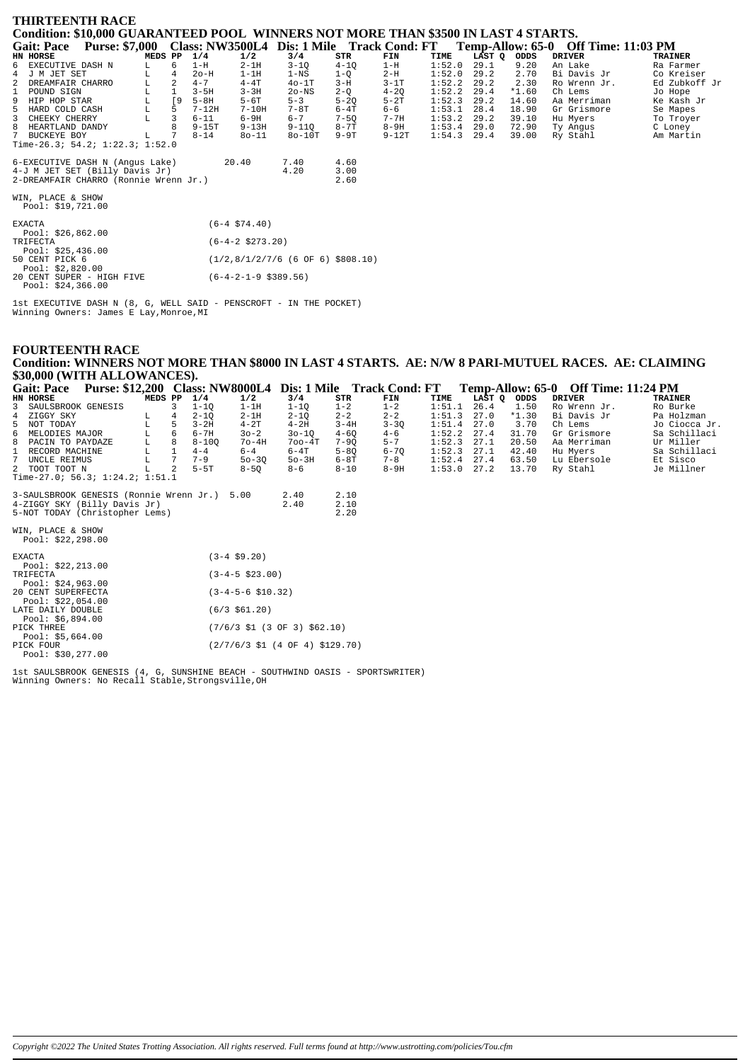## THIRTEENTH RACE

**Condition: $10,000 GUARANTEED POOL WINNERS NOT MORE THAN $3500 IN LAST 4 STARTS.**

**Gait: Pace Purse: $7,000 Class: NW3500L4 Dis: 1 Mile Track Cond: FT Temp-Allow: 65-0 Off Time: 11:03 PM**

| HN | HORSE | MEDS | PP | 1/4 | 1/2 | 3/4 | STR | FIN | TIME | LAST Q | ODDS | DRIVER | TRAINER |
|---|---|---|---|---|---|---|---|---|---|---|---|---|---|
| 6 | EXECUTIVE DASH N | L | 6 | 1-H | 2-1H | 3-1Q | 4-1Q | 1-H | 1:52.0 | 29.1 | 9.20 | An Lake | Ra Farmer |
| 4 | J M JET SET | L | 4 | 2o-H | 1-1H | 1-NS | 1-Q | 2-H | 1:52.0 | 29.2 | 2.70 | Bi Davis Jr | Co Kreiser |
| 2 | DREAMFAIR CHARRO | L | 2 | 4-7 | 4-4T | 4o-1T | 3-H | 3-1T | 1:52.2 | 29.2 | 2.30 | Ro Wrenn Jr. | Ed Zubkoff Jr |
| 1 | POUND SIGN | L | 1 | 3-5H | 3-3H | 2o-NS | 2-Q | 4-2Q | 1:52.2 | 29.4 | *1.60 | Ch Lems | Jo Hope |
| 9 | HIP HOP STAR | L | [9 | 5-8H | 5-6T | 5-3 | 5-2Q | 5-2T | 1:52.3 | 29.2 | 14.60 | Aa Merriman | Ke Kash Jr |
| 5 | HARD COLD CASH | L | 5 | 7-12H | 7-10H | 7-8T | 6-4T | 6-6 | 1:53.1 | 28.4 | 18.90 | Gr Grismore | Se Mapes |
| 3 | CHEEKY CHERRY | L | 3 | 6-11 | 6-9H | 6-7 | 7-5Q | 7-7H | 1:53.2 | 29.2 | 39.10 | Hu Myers | To Troyer |
| 8 | HEARTLAND DANDY | | 8 | 9-15T | 9-13H | 9-11Q | 8-7T | 8-9H | 1:53.4 | 29.0 | 72.90 | Ty Angus | C Loney |
| 7 | BUCKEYE BOY | L | 7 | 8-14 | 8o-11 | 8o-10T | 9-9T | 9-12T | 1:54.3 | 29.4 | 39.00 | Ry Stahl | Am Martin |

Time-26.3; 54.2; 1:22.3; 1:52.0

| | | | |
|---|---|---|---|
| 6-EXECUTIVE DASH N (Angus Lake) | 20.40 | 7.40 | 4.60 |
| 4-J M JET SET (Billy Davis Jr) | | 4.20 | 3.00 |
| 2-DREAMFAIR CHARRO (Ronnie Wrenn Jr.) | | | 2.60 |

WIN, PLACE & SHOW
Pool: $19,721.00

| | |
|---|---|
| EXACTA Pool: $26,862.00 | (6-4 $74.40) |
| TRIFECTA Pool: $25,436.00 | (6-4-2 $273.20) |
| 50 CENT PICK 6 Pool: $2,820.00 | (1/2,8/1/2/7/6 (6 OF 6) $808.10) |
| 20 CENT SUPER - HIGH FIVE Pool: $24,366.00 | (6-4-2-1-9 $389.56) |

1st EXECUTIVE DASH N (8, G, WELL SAID - PENSCROFT - IN THE POCKET)
Winning Owners: James E Lay,Monroe,MI

## FOURTEENTH RACE

**Condition: WINNERS NOT MORE THAN $8000 IN LAST 4 STARTS. AE: N/W 8 PARI-MUTUEL RACES. AE: CLAIMING $30,000 (WITH ALLOWANCES).**

**Gait: Pace Purse: $12,200 Class: NW8000L4 Dis: 1 Mile Track Cond: FT Temp-Allow: 65-0 Off Time: 11:24 PM**

| HN | HORSE | MEDS | PP | 1/4 | 1/2 | 3/4 | STR | FIN | TIME | LAST Q | ODDS | DRIVER | TRAINER |
|---|---|---|---|---|---|---|---|---|---|---|---|---|---|
| 3 | SAULSBROOK GENESIS | | 3 | 1-1Q | 1-1H | 1-1Q | 1-2 | 1-2 | 1:51.1 | 26.4 | 1.50 | Ro Wrenn Jr. | Ro Burke |
| 4 | ZIGGY SKY | L | 4 | 2-1Q | 2-1H | 2-1Q | 2-2 | 2-2 | 1:51.3 | 27.0 | *1.30 | Bi Davis Jr | Pa Holzman |
| 5 | NOT TODAY | L | 5 | 3-2H | 4-2T | 4-2H | 3-4H | 3-3Q | 1:51.4 | 27.0 | 3.70 | Ch Lems | Jo Ciocca Jr. |
| 6 | MELODIES MAJOR | L | 6 | 6-7H | 3o-2 | 3o-1Q | 4-6Q | 4-6 | 1:52.2 | 27.4 | 31.70 | Gr Grismore | Sa Schillaci |
| 8 | PACIN TO PAYDAZE | L | 8 | 8-10Q | 7o-4H | 7oo-4T | 7-9Q | 5-7 | 1:52.3 | 27.1 | 20.50 | Aa Merriman | Ur Miller |
| 1 | RECORD MACHINE | L | 1 | 4-4 | 6-4 | 6-4T | 5-8Q | 6-7Q | 1:52.3 | 27.1 | 42.40 | Hu Myers | Sa Schillaci |
| 7 | UNCLE REIMUS | L | 7 | 7-9 | 5o-3Q | 5o-3H | 6-8T | 7-8 | 1:52.4 | 27.4 | 63.50 | Lu Ebersole | Et Sisco |
| 2 | TOOT TOOT N | L | 2 | 5-5T | 8-5Q | 8-6 | 8-10 | 8-9H | 1:53.0 | 27.2 | 13.70 | Ry Stahl | Je Millner |

Time-27.0; 56.3; 1:24.2; 1:51.1

| | | | |
|---|---|---|---|
| 3-SAULSBROOK GENESIS (Ronnie Wrenn Jr.) | 5.00 | 2.40 | 2.10 |
| 4-ZIGGY SKY (Billy Davis Jr) | | 2.40 | 2.10 |
| 5-NOT TODAY (Christopher Lems) | | | 2.20 |

WIN, PLACE & SHOW
Pool: $22,298.00

| | |
|---|---|
| EXACTA Pool: $22,213.00 | (3-4 $9.20) |
| TRIFECTA Pool: $24,963.00 | (3-4-5 $23.00) |
| 20 CENT SUPERFECTA Pool: $22,054.00 | (3-4-5-6 $10.32) |
| LATE DAILY DOUBLE Pool: $6,894.00 | (6/3 $61.20) |
| PICK THREE Pool: $5,664.00 | (7/6/3 $1 (3 OF 3) $62.10) |
| PICK FOUR Pool: $30,277.00 | (2/7/6/3 $1 (4 OF 4) $129.70) |

1st SAULSBROOK GENESIS (4, G, SUNSHINE BEACH - SOUTHWIND OASIS - SPORTSWRITER)
Winning Owners: No Recall Stable,Strongsville,OH